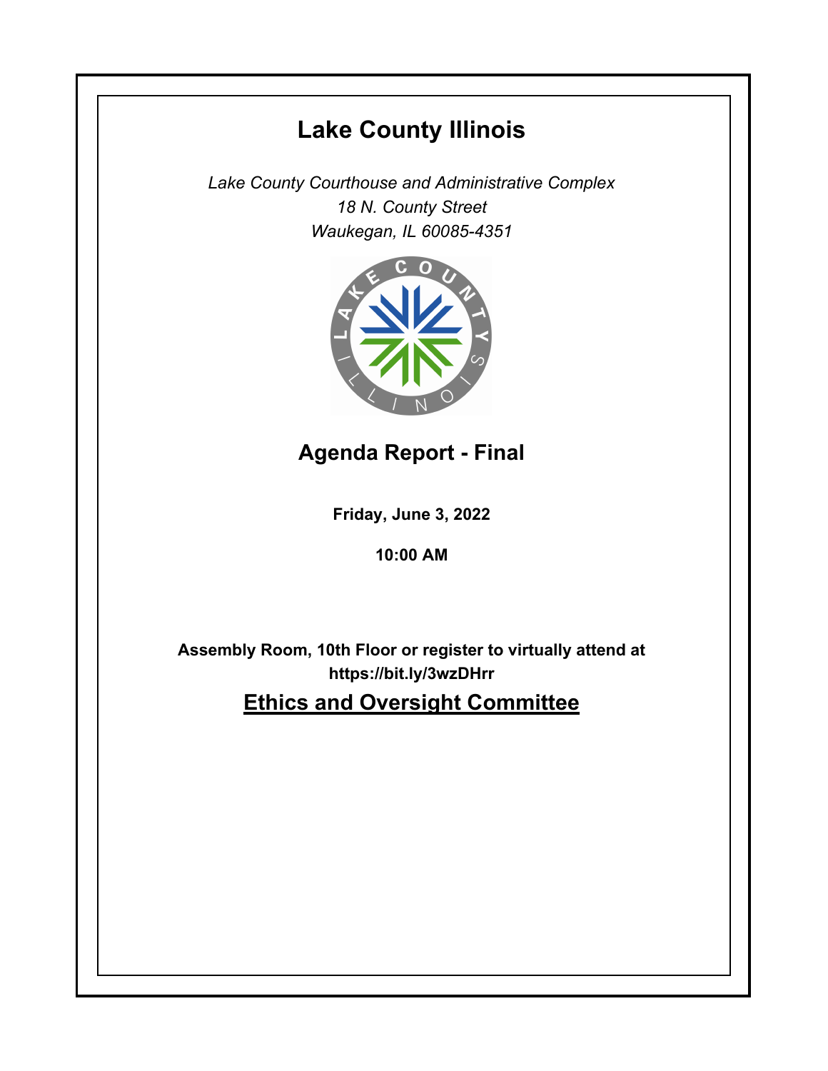# Lake County Illinois

*Lake County Courthouse and Administrative Complex*
*18 N. County Street*
*Waukegan, IL 60085-4351*

## Agenda Report - Final

**Friday, June 3, 2022**

**10:00 AM**

**Assembly Room, 10th Floor or register to virtually attend at https://bit.ly/3wzDHrr**

## Ethics and Oversight Committee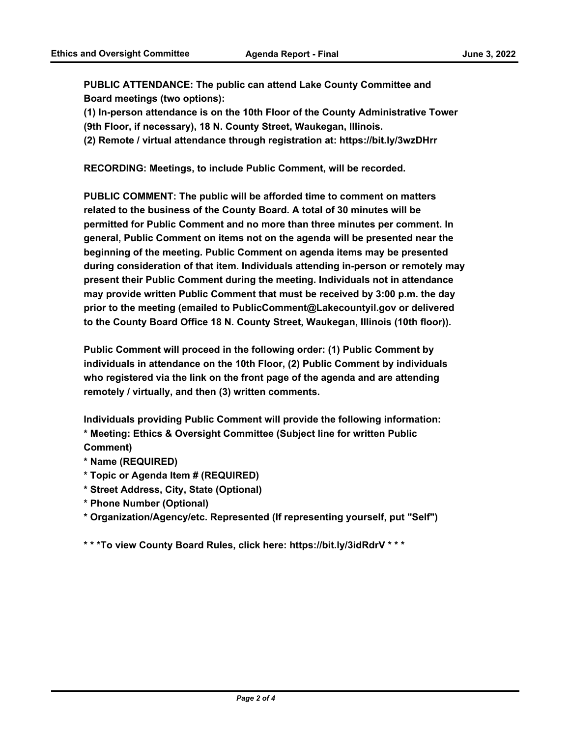**PUBLIC ATTENDANCE: The public can attend Lake County Committee and Board meetings (two options):**

**(1) In-person attendance is on the 10th Floor of the County Administrative Tower (9th Floor, if necessary), 18 N. County Street, Waukegan, Illinois.**

**(2) Remote / virtual attendance through registration at: https://bit.ly/3wzDHrr**

**RECORDING: Meetings, to include Public Comment, will be recorded.**

**PUBLIC COMMENT: The public will be afforded time to comment on matters related to the business of the County Board. A total of 30 minutes will be permitted for Public Comment and no more than three minutes per comment. In general, Public Comment on items not on the agenda will be presented near the beginning of the meeting. Public Comment on agenda items may be presented during consideration of that item. Individuals attending in-person or remotely may present their Public Comment during the meeting. Individuals not in attendance may provide written Public Comment that must be received by 3:00 p.m. the day prior to the meeting (emailed to PublicComment@Lakecountyil.gov or delivered to the County Board Office 18 N. County Street, Waukegan, Illinois (10th floor)).**

**Public Comment will proceed in the following order: (1) Public Comment by individuals in attendance on the 10th Floor, (2) Public Comment by individuals who registered via the link on the front page of the agenda and are attending remotely / virtually, and then (3) written comments.**

**Individuals providing Public Comment will provide the following information:**

**\* Meeting: Ethics & Oversight Committee (Subject line for written Public Comment)**
**\* Name (REQUIRED)**
**\* Topic or Agenda Item # (REQUIRED)**
**\* Street Address, City, State (Optional)**
**\* Phone Number (Optional)**
**\* Organization/Agency/etc. Represented (If representing yourself, put "Self")**

**\* \* \*To view County Board Rules, click here: https://bit.ly/3idRdrV \* \* \***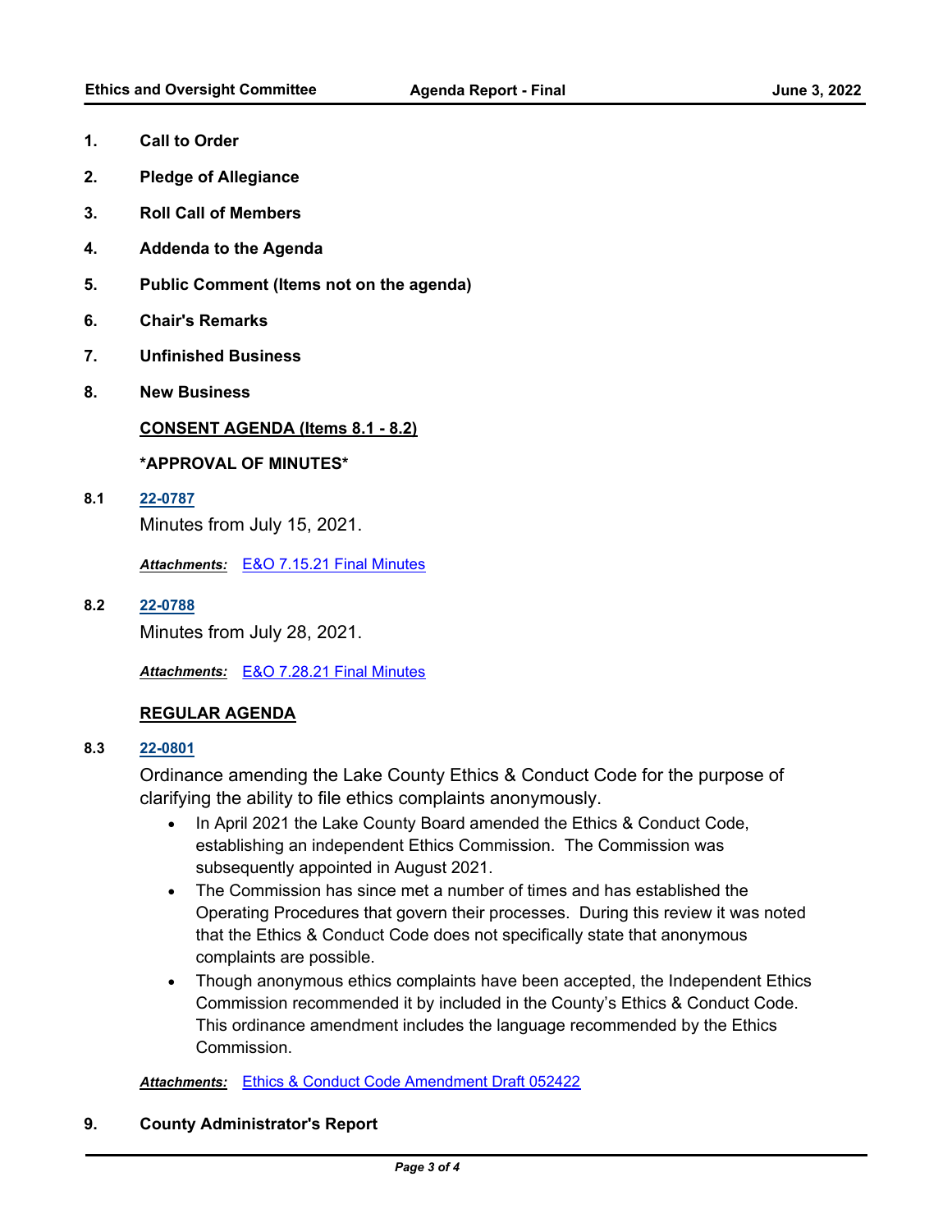**1. Call to Order**

**2. Pledge of Allegiance**

**3. Roll Call of Members**

**4. Addenda to the Agenda**

**5. Public Comment (Items not on the agenda)**

**6. Chair's Remarks**

**7. Unfinished Business**

**8. New Business**

**CONSENT AGENDA (Items 8.1 - 8.2)**

***APPROVAL OF MINUTES***

**8.1** **22-0787**

Minutes from July 15, 2021.

***Attachments:*** E&O 7.15.21 Final Minutes

**8.2** **22-0788**

Minutes from July 28, 2021.

***Attachments:*** E&O 7.28.21 Final Minutes

**REGULAR AGENDA**

**8.3** **22-0801**

Ordinance amending the Lake County Ethics & Conduct Code for the purpose of clarifying the ability to file ethics complaints anonymously.

- In April 2021 the Lake County Board amended the Ethics & Conduct Code, establishing an independent Ethics Commission. The Commission was subsequently appointed in August 2021.
- The Commission has since met a number of times and has established the Operating Procedures that govern their processes. During this review it was noted that the Ethics & Conduct Code does not specifically state that anonymous complaints are possible.
- Though anonymous ethics complaints have been accepted, the Independent Ethics Commission recommended it by included in the County's Ethics & Conduct Code. This ordinance amendment includes the language recommended by the Ethics Commission.

***Attachments:*** Ethics & Conduct Code Amendment Draft 052422

**9. County Administrator's Report**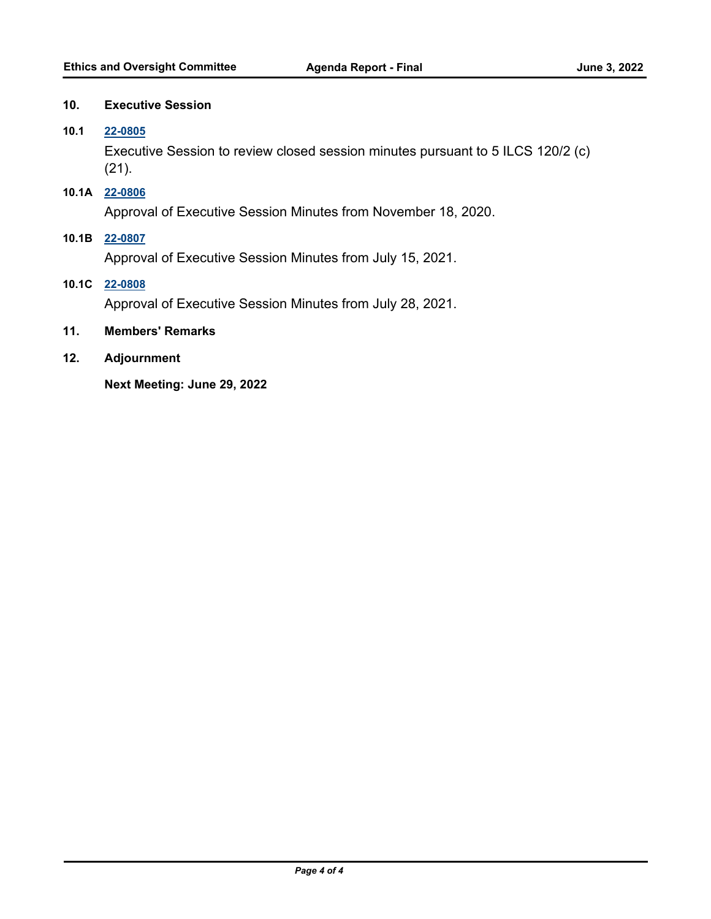**10. Executive Session**

**10.1** **22-0805**

Executive Session to review closed session minutes pursuant to 5 ILCS 120/2 (c) (21).

**10.1A** **22-0806**

Approval of Executive Session Minutes from November 18, 2020.

**10.1B** **22-0807**

Approval of Executive Session Minutes from July 15, 2021.

**10.1C** **22-0808**

Approval of Executive Session Minutes from July 28, 2021.

**11. Members' Remarks**

**12. Adjournment**

**Next Meeting: June 29, 2022**